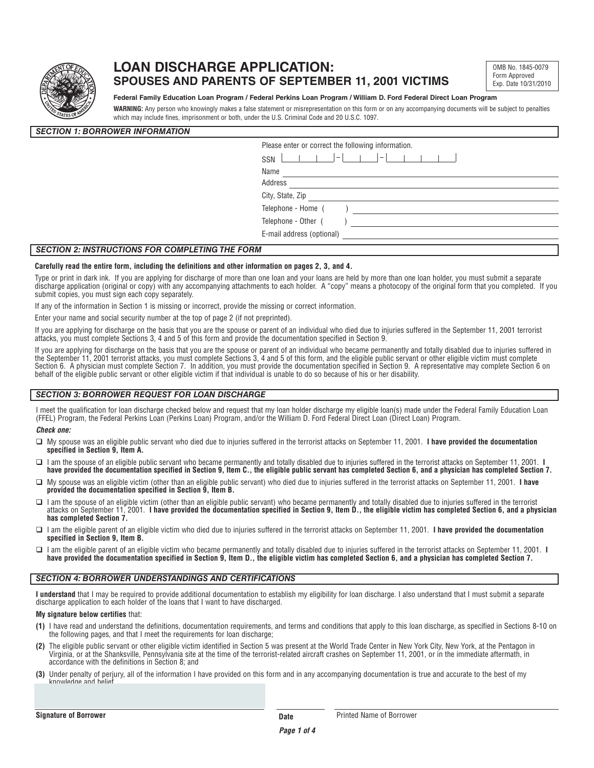# LOAN DISCHARGE APPLICATION:
## SPOUSES AND PARENTS OF SEPTEMBER 11, 2001 VICTIMS

OMB No. 1845-0079
Form Approved
Exp. Date 10/31/2010

**Federal Family Education Loan Program / Federal Perkins Loan Program / William D. Ford Federal Direct Loan Program**

**WARNING:** Any person who knowingly makes a false statement or misrepresentation on this form or on any accompanying documents will be subject to penalties which may include fines, imprisonment or both, under the U.S. Criminal Code and 20 U.S.C. 1097.

### *SECTION 1: BORROWER INFORMATION*

Please enter or correct the following information.

SSN ___ ___ ___ - ___ ___ - ___ ___ ___ ___

Name ______________________

Address ______________________

City, State, Zip ______________________

Telephone - Home ( ) ______________________

Telephone - Other ( ) ______________________

E-mail address (optional) ______________________

### *SECTION 2: INSTRUCTIONS FOR COMPLETING THE FORM*

**Carefully read the entire form, including the definitions and other information on pages 2, 3, and 4.**

Type or print in dark ink. If you are applying for discharge of more than one loan and your loans are held by more than one loan holder, you must submit a separate discharge application (original or copy) with any accompanying attachments to each holder. A "copy" means a photocopy of the original form that you completed. If you submit copies, you must sign each copy separately.

If any of the information in Section 1 is missing or incorrect, provide the missing or correct information.

Enter your name and social security number at the top of page 2 (if not preprinted).

If you are applying for discharge on the basis that you are the spouse or parent of an individual who died due to injuries suffered in the September 11, 2001 terrorist attacks, you must complete Sections 3, 4 and 5 of this form and provide the documentation specified in Section 9.

If you are applying for discharge on the basis that you are the spouse or parent of an individual who became permanently and totally disabled due to injuries suffered in the September 11, 2001 terrorist attacks, you must complete Sections 3, 4 and 5 of this form, and the eligible public servant or other eligible victim must complete Section 6. A physician must complete Section 7. In addition, you must provide the documentation specified in Section 9. A representative may complete Section 6 on behalf of the eligible public servant or other eligible victim if that individual is unable to do so because of his or her disability.

### *SECTION 3: BORROWER REQUEST FOR LOAN DISCHARGE*

I meet the qualification for loan discharge checked below and request that my loan holder discharge my eligible loan(s) made under the Federal Family Education Loan (FFEL) Program, the Federal Perkins Loan (Perkins Loan) Program, and/or the William D. Ford Federal Direct Loan (Direct Loan) Program.

***Check one:***

- ☐ My spouse was an eligible public servant who died due to injuries suffered in the terrorist attacks on September 11, 2001. **I have provided the documentation specified in Section 9, Item A.**
- ☐ I am the spouse of an eligible public servant who became permanently and totally disabled due to injuries suffered in the terrorist attacks on September 11, 2001. **I have provided the documentation specified in Section 9, Item C., the eligible public servant has completed Section 6, and a physician has completed Section 7.**
- ☐ My spouse was an eligible victim (other than an eligible public servant) who died due to injuries suffered in the terrorist attacks on September 11, 2001. **I have provided the documentation specified in Section 9, Item B.**
- ☐ I am the spouse of an eligible victim (other than an eligible public servant) who became permanently and totally disabled due to injuries suffered in the terrorist attacks on September 11, 2001. **I have provided the documentation specified in Section 9, Item D., the eligible victim has completed Section 6, and a physician has completed Section 7.**
- ☐ I am the eligible parent of an eligible victim who died due to injuries suffered in the terrorist attacks on September 11, 2001. **I have provided the documentation specified in Section 9, Item B.**
- ☐ I am the eligible parent of an eligible victim who became permanently and totally disabled due to injuries suffered in the terrorist attacks on September 11, 2001. **I have provided the documentation specified in Section 9, Item D., the eligible victim has completed Section 6, and a physician has completed Section 7.**

### *SECTION 4: BORROWER UNDERSTANDINGS AND CERTIFICATIONS*

**I understand** that I may be required to provide additional documentation to establish my eligibility for loan discharge. I also understand that I must submit a separate discharge application to each holder of the loans that I want to have discharged.

**My signature below certifies** that:

**(1)** I have read and understand the definitions, documentation requirements, and terms and conditions that apply to this loan discharge, as specified in Sections 8-10 on the following pages, and that I meet the requirements for loan discharge;

**(2)** The eligible public servant or other eligible victim identified in Section 5 was present at the World Trade Center in New York City, New York, at the Pentagon in Virginia, or at the Shanksville, Pennsylvania site at the time of the terrorist-related aircraft crashes on September 11, 2001, or in the immediate aftermath, in accordance with the definitions in Section 8; and

**(3)** Under penalty of perjury, all of the information I have provided on this form and in any accompanying documentation is true and accurate to the best of my knowledge and belief.

**Signature of Borrower** ______________________ **Date** ____________ Printed Name of Borrower ______________________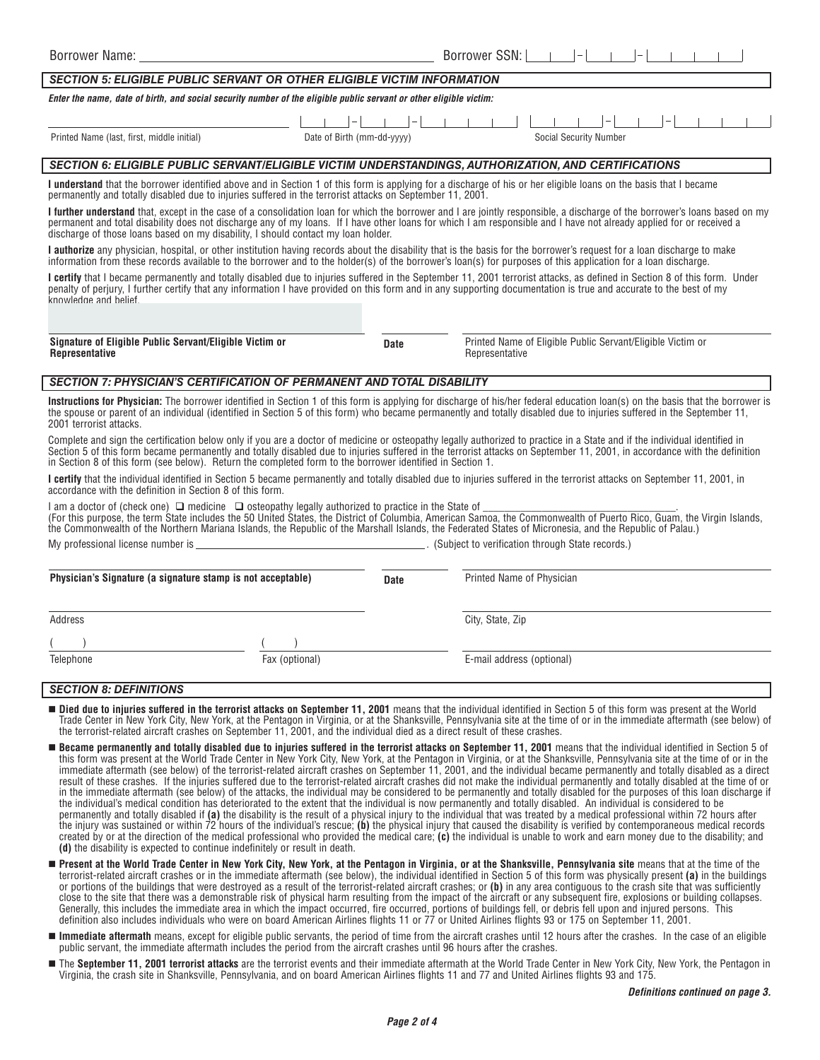Borrower Name: ____________________ Borrower SSN: ___-__-____

## SECTION 5: ELIGIBLE PUBLIC SERVANT OR OTHER ELIGIBLE VICTIM INFORMATION

***Enter the name, date of birth, and social security number of the eligible public servant or other eligible victim:***

Printed Name (last, first, middle initial) ____________________ Date of Birth (mm-dd-yyyy) __-__-____ Social Security Number ___-__-____

## SECTION 6: ELIGIBLE PUBLIC SERVANT/ELIGIBLE VICTIM UNDERSTANDINGS, AUTHORIZATION, AND CERTIFICATIONS

**I understand** that the borrower identified above and in Section 1 of this form is applying for a discharge of his or her eligible loans on the basis that I became permanently and totally disabled due to injuries suffered in the terrorist attacks on September 11, 2001.

**I further understand** that, except in the case of a consolidation loan for which the borrower and I are jointly responsible, a discharge of the borrower's loans based on my permanent and total disability does not discharge any of my loans. If I have other loans for which I am responsible and I have not already applied for or received a discharge of those loans based on my disability, I should contact my loan holder.

**I authorize** any physician, hospital, or other institution having records about the disability that is the basis for the borrower's request for a loan discharge to make information from these records available to the borrower and to the holder(s) of the borrower's loan(s) for purposes of this application for a loan discharge.

**I certify** that I became permanently and totally disabled due to injuries suffered in the September 11, 2001 terrorist attacks, as defined in Section 8 of this form. Under penalty of perjury, I further certify that any information I have provided on this form and in any supporting documentation is true and accurate to the best of my knowledge and belief.

**Signature of Eligible Public Servant/Eligible Victim or Representative** ____________________ **Date** ________ Printed Name of Eligible Public Servant/Eligible Victim or Representative ____________________

## SECTION 7: PHYSICIAN'S CERTIFICATION OF PERMANENT AND TOTAL DISABILITY

**Instructions for Physician:** The borrower identified in Section 1 of this form is applying for discharge of his/her federal education loan(s) on the basis that the borrower is the spouse or parent of an individual (identified in Section 5 of this form) who became permanently and totally disabled due to injuries suffered in the September 11, 2001 terrorist attacks.

Complete and sign the certification below only if you are a doctor of medicine or osteopathy legally authorized to practice in a State and if the individual identified in Section 5 of this form became permanently and totally disabled due to injuries suffered in the terrorist attacks on September 11, 2001, in accordance with the definition in Section 8 of this form (see below). Return the completed form to the borrower identified in Section 1.

**I certify** that the individual identified in Section 5 became permanently and totally disabled due to injuries suffered in the terrorist attacks on September 11, 2001, in accordance with the definition in Section 8 of this form.

I am a doctor of (check one) ☐ medicine ☐ osteopathy legally authorized to practice in the State of ____________________.
(For this purpose, the term State includes the 50 United States, the District of Columbia, American Samoa, the Commonwealth of Puerto Rico, Guam, the Virgin Islands, the Commonwealth of the Northern Mariana Islands, the Republic of the Marshall Islands, the Federated States of Micronesia, and the Republic of Palau.)

My professional license number is ____________________. (Subject to verification through State records.)

**Physician's Signature (a signature stamp is not acceptable)** ____________________ **Date** ________ Printed Name of Physician ____________________

Address ____________________ City, State, Zip ____________________

Telephone ( ) ________ Fax (optional) ( ) ________ E-mail address (optional) ____________________

## SECTION 8: DEFINITIONS

- **Died due to injuries suffered in the terrorist attacks on September 11, 2001** means that the individual identified in Section 5 of this form was present at the World Trade Center in New York City, New York, at the Pentagon in Virginia, or at the Shanksville, Pennsylvania site at the time of or in the immediate aftermath (see below) of the terrorist-related aircraft crashes on September 11, 2001, and the individual died as a direct result of these crashes.
- **Became permanently and totally disabled due to injuries suffered in the terrorist attacks on September 11, 2001** means that the individual identified in Section 5 of this form was present at the World Trade Center in New York City, New York, at the Pentagon in Virginia, or at the Shanksville, Pennsylvania site at the time of or in the immediate aftermath (see below) of the terrorist-related aircraft crashes on September 11, 2001, and the individual became permanently and totally disabled as a direct result of these crashes. If the injuries suffered due to the terrorist-related aircraft crashes did not make the individual permanently and totally disabled at the time of or in the immediate aftermath (see below) of the attacks, the individual may be considered to be permanently and totally disabled for the purposes of this loan discharge if the individual's medical condition has deteriorated to the extent that the individual is now permanently and totally disabled. An individual is considered to be permanently and totally disabled if **(a)** the disability is the result of a physical injury to the individual that was treated by a medical professional within 72 hours after the injury was sustained or within 72 hours of the individual's rescue; **(b)** the physical injury that caused the disability is verified by contemporaneous medical records created by or at the direction of the medical professional who provided the medical care; **(c)** the individual is unable to work and earn money due to the disability; and **(d)** the disability is expected to continue indefinitely or result in death.
- **Present at the World Trade Center in New York City, New York, at the Pentagon in Virginia, or at the Shanksville, Pennsylvania site** means that at the time of the terrorist-related aircraft crashes or in the immediate aftermath (see below), the individual identified in Section 5 of this form was physically present **(a)** in the buildings or portions of the buildings that were destroyed as a result of the terrorist-related aircraft crashes; or **(b)** in any area contiguous to the crash site that was sufficiently close to the site that there was a demonstrable risk of physical harm resulting from the impact of the aircraft or any subsequent fire, explosions or building collapses. Generally, this includes the immediate area in which the impact occurred, fire occurred, portions of buildings fell, or debris fell upon and injured persons. This definition also includes individuals who were on board American Airlines flights 11 or 77 or United Airlines flights 93 or 175 on September 11, 2001.
- **Immediate aftermath** means, except for eligible public servants, the period of time from the aircraft crashes until 12 hours after the crashes. In the case of an eligible public servant, the immediate aftermath includes the period from the aircraft crashes until 96 hours after the crashes.
- The **September 11, 2001 terrorist attacks** are the terrorist events and their immediate aftermath at the World Trade Center in New York City, New York, the Pentagon in Virginia, the crash site in Shanksville, Pennsylvania, and on board American Airlines flights 11 and 77 and United Airlines flights 93 and 175.

***Definitions continued on page 3.***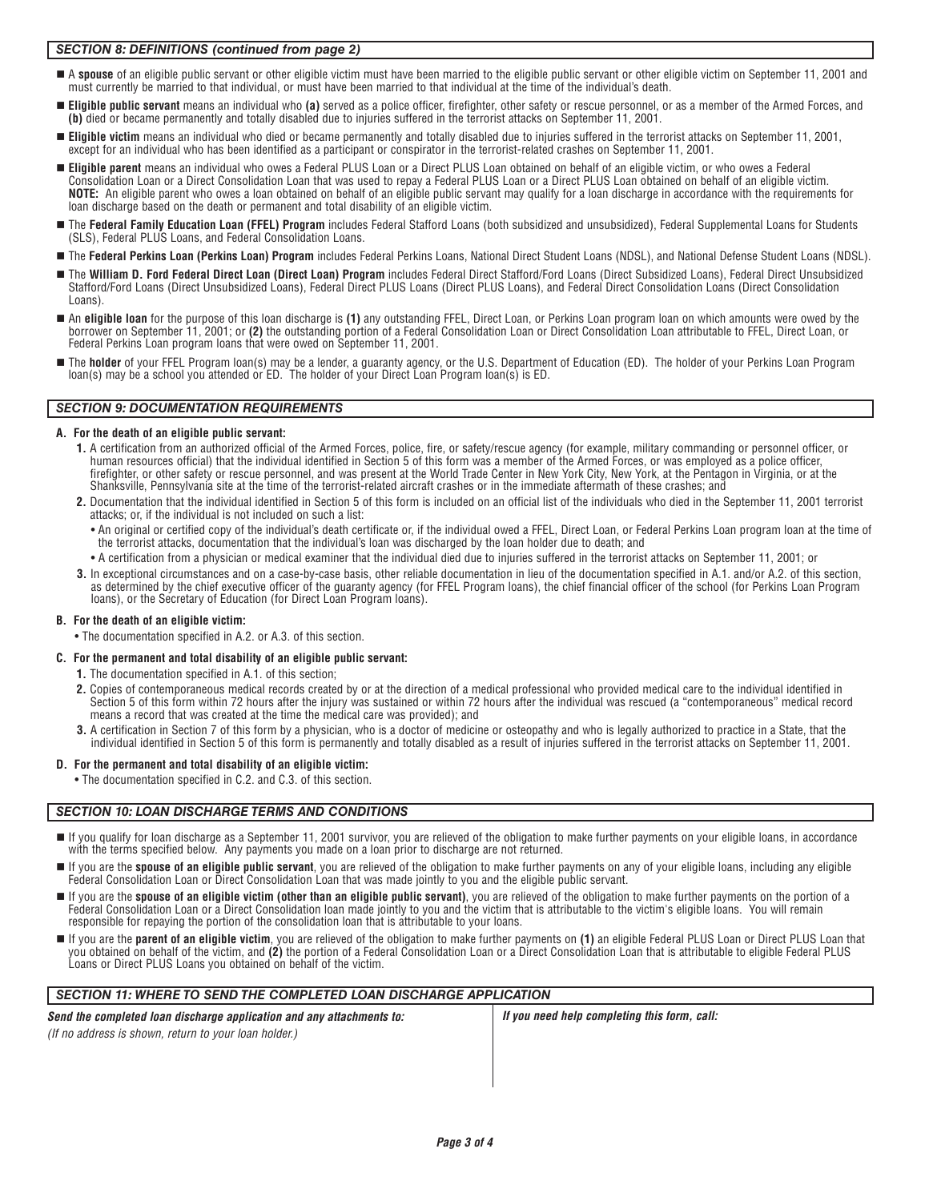### *SECTION 8: DEFINITIONS (continued from page 2)*

- A **spouse** of an eligible public servant or other eligible victim must have been married to the eligible public servant or other eligible victim on September 11, 2001 and must currently be married to that individual, or must have been married to that individual at the time of the individual's death.
- **Eligible public servant** means an individual who **(a)** served as a police officer, firefighter, other safety or rescue personnel, or as a member of the Armed Forces, and **(b)** died or became permanently and totally disabled due to injuries suffered in the terrorist attacks on September 11, 2001.
- **Eligible victim** means an individual who died or became permanently and totally disabled due to injuries suffered in the terrorist attacks on September 11, 2001, except for an individual who has been identified as a participant or conspirator in the terrorist-related crashes on September 11, 2001.
- **Eligible parent** means an individual who owes a Federal PLUS Loan or a Direct PLUS Loan obtained on behalf of an eligible victim, or who owes a Federal Consolidation Loan or a Direct Consolidation Loan that was used to repay a Federal PLUS Loan or a Direct PLUS Loan obtained on behalf of an eligible victim. **NOTE:** An eligible parent who owes a loan obtained on behalf of an eligible public servant may qualify for a loan discharge in accordance with the requirements for loan discharge based on the death or permanent and total disability of an eligible victim.
- The **Federal Family Education Loan (FFEL) Program** includes Federal Stafford Loans (both subsidized and unsubsidized), Federal Supplemental Loans for Students (SLS), Federal PLUS Loans, and Federal Consolidation Loans.
- The **Federal Perkins Loan (Perkins Loan) Program** includes Federal Perkins Loans, National Direct Student Loans (NDSL), and National Defense Student Loans (NDSL).
- The **William D. Ford Federal Direct Loan (Direct Loan) Program** includes Federal Direct Stafford/Ford Loans (Direct Subsidized Loans), Federal Direct Unsubsidized Stafford/Ford Loans (Direct Unsubsidized Loans), Federal Direct PLUS Loans (Direct PLUS Loans), and Federal Direct Consolidation Loans (Direct Consolidation Loans).
- An **eligible loan** for the purpose of this loan discharge is **(1)** any outstanding FFEL, Direct Loan, or Perkins Loan program loan on which amounts were owed by the borrower on September 11, 2001; or **(2)** the outstanding portion of a Federal Consolidation Loan or Direct Consolidation Loan attributable to FFEL, Direct Loan, or Federal Perkins Loan program loans that were owed on September 11, 2001.
- The **holder** of your FFEL Program loan(s) may be a lender, a guaranty agency, or the U.S. Department of Education (ED). The holder of your Perkins Loan Program loan(s) may be a school you attended or ED. The holder of your Direct Loan Program loan(s) is ED.

### *SECTION 9: DOCUMENTATION REQUIREMENTS*

**A. For the death of an eligible public servant:**

1. A certification from an authorized official of the Armed Forces, police, fire, or safety/rescue agency (for example, military commanding or personnel officer, or human resources official) that the individual identified in Section 5 of this form was a member of the Armed Forces, or was employed as a police officer, firefighter, or other safety or rescue personnel, and was present at the World Trade Center in New York City, New York, at the Pentagon in Virginia, or at the Shanksville, Pennsylvania site at the time of the terrorist-related aircraft crashes or in the immediate aftermath of these crashes; and
2. Documentation that the individual identified in Section 5 of this form is included on an official list of the individuals who died in the September 11, 2001 terrorist attacks; or, if the individual is not included on such a list:
   - An original or certified copy of the individual's death certificate or, if the individual owed a FFEL, Direct Loan, or Federal Perkins Loan program loan at the time of the terrorist attacks, documentation that the individual's loan was discharged by the loan holder due to death; and
   - A certification from a physician or medical examiner that the individual died due to injuries suffered in the terrorist attacks on September 11, 2001; or
3. In exceptional circumstances and on a case-by-case basis, other reliable documentation in lieu of the documentation specified in A.1. and/or A.2. of this section, as determined by the chief executive officer of the guaranty agency (for FFEL Program loans), the chief financial officer of the school (for Perkins Loan Program loans), or the Secretary of Education (for Direct Loan Program loans).

**B. For the death of an eligible victim:**

- The documentation specified in A.2. or A.3. of this section.

**C. For the permanent and total disability of an eligible public servant:**

1. The documentation specified in A.1. of this section;
2. Copies of contemporaneous medical records created by or at the direction of a medical professional who provided medical care to the individual identified in Section 5 of this form within 72 hours after the injury was sustained or within 72 hours after the individual was rescued (a "contemporaneous" medical record means a record that was created at the time the medical care was provided); and
3. A certification in Section 7 of this form by a physician, who is a doctor of medicine or osteopathy and who is legally authorized to practice in a State, that the individual identified in Section 5 of this form is permanently and totally disabled as a result of injuries suffered in the terrorist attacks on September 11, 2001.

**D. For the permanent and total disability of an eligible victim:**

- The documentation specified in C.2. and C.3. of this section.

### *SECTION 10: LOAN DISCHARGE TERMS AND CONDITIONS*

- If you qualify for loan discharge as a September 11, 2001 survivor, you are relieved of the obligation to make further payments on your eligible loans, in accordance with the terms specified below. Any payments you made on a loan prior to discharge are not returned.
- If you are the **spouse of an eligible public servant**, you are relieved of the obligation to make further payments on any of your eligible loans, including any eligible Federal Consolidation Loan or Direct Consolidation Loan that was made jointly to you and the eligible public servant.
- If you are the **spouse of an eligible victim (other than an eligible public servant)**, you are relieved of the obligation to make further payments on the portion of a Federal Consolidation Loan or a Direct Consolidation loan made jointly to you and the victim that is attributable to the victim's eligible loans. You will remain responsible for repaying the portion of the consolidation loan that is attributable to your loans.
- If you are the **parent of an eligible victim**, you are relieved of the obligation to make further payments on **(1)** an eligible Federal PLUS Loan or Direct PLUS Loan that you obtained on behalf of the victim, and **(2)** the portion of a Federal Consolidation Loan or a Direct Consolidation Loan that is attributable to eligible Federal PLUS Loans or Direct PLUS Loans you obtained on behalf of the victim.

### *SECTION 11: WHERE TO SEND THE COMPLETED LOAN DISCHARGE APPLICATION*

***Send the completed loan discharge application and any attachments to:***

*(If no address is shown, return to your loan holder.)*

***If you need help completing this form, call:***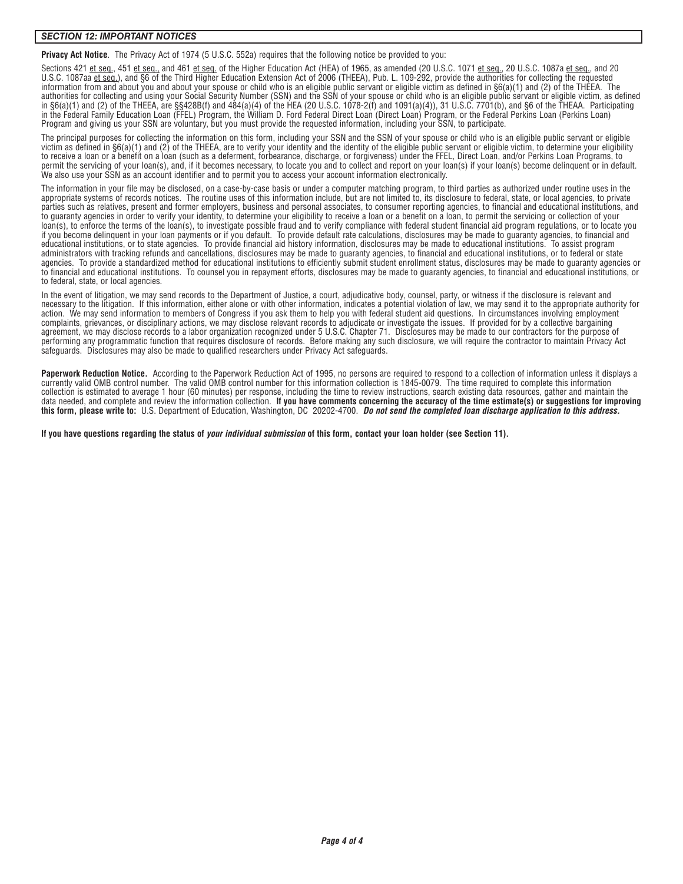## *SECTION 12: IMPORTANT NOTICES*

**Privacy Act Notice**. The Privacy Act of 1974 (5 U.S.C. 552a) requires that the following notice be provided to you:

Sections 421 et seq., 451 et seq., and 461 et seq. of the Higher Education Act (HEA) of 1965, as amended (20 U.S.C. 1071 et seq., 20 U.S.C. 1087a et seq., and 20 U.S.C. 1087aa et seq.), and §6 of the Third Higher Education Extension Act of 2006 (THEEA), Pub. L. 109-292, provide the authorities for collecting the requested information from and about you and about your spouse or child who is an eligible public servant or eligible victim as defined in §6(a)(1) and (2) of the THEEA. The authorities for collecting and using your Social Security Number (SSN) and the SSN of your spouse or child who is an eligible public servant or eligible victim, as defined in §6(a)(1) and (2) of the THEEA, are §§428B(f) and 484(a)(4) of the HEA (20 U.S.C. 1078-2(f) and 1091(a)(4)), 31 U.S.C. 7701(b), and §6 of the THEAA. Participating in the Federal Family Education Loan (FFEL) Program, the William D. Ford Federal Direct Loan (Direct Loan) Program, or the Federal Perkins Loan (Perkins Loan) Program and giving us your SSN are voluntary, but you must provide the requested information, including your SSN, to participate.

The principal purposes for collecting the information on this form, including your SSN and the SSN of your spouse or child who is an eligible public servant or eligible victim as defined in §6(a)(1) and (2) of the THEEA, are to verify your identity and the identity of the eligible public servant or eligible victim, to determine your eligibility to receive a loan or a benefit on a loan (such as a deferment, forbearance, discharge, or forgiveness) under the FFEL, Direct Loan, and/or Perkins Loan Programs, to permit the servicing of your loan(s), and, if it becomes necessary, to locate you and to collect and report on your loan(s) if your loan(s) become delinquent or in default. We also use your SSN as an account identifier and to permit you to access your account information electronically.

The information in your file may be disclosed, on a case-by-case basis or under a computer matching program, to third parties as authorized under routine uses in the appropriate systems of records notices. The routine uses of this information include, but are not limited to, its disclosure to federal, state, or local agencies, to private parties such as relatives, present and former employers, business and personal associates, to consumer reporting agencies, to financial and educational institutions, and to guaranty agencies in order to verify your identity, to determine your eligibility to receive a loan or a benefit on a loan, to permit the servicing or collection of your loan(s), to enforce the terms of the loan(s), to investigate possible fraud and to verify compliance with federal student financial aid program regulations, or to locate you if you become delinquent in your loan payments or if you default. To provide default rate calculations, disclosures may be made to guaranty agencies, to financial and educational institutions, or to state agencies. To provide financial aid history information, disclosures may be made to educational institutions. To assist program administrators with tracking refunds and cancellations, disclosures may be made to guaranty agencies, to financial and educational institutions, or to federal or state agencies. To provide a standardized method for educational institutions to efficiently submit student enrollment status, disclosures may be made to guaranty agencies or to financial and educational institutions. To counsel you in repayment efforts, disclosures may be made to guaranty agencies, to financial and educational institutions, or to federal, state, or local agencies.

In the event of litigation, we may send records to the Department of Justice, a court, adjudicative body, counsel, party, or witness if the disclosure is relevant and necessary to the litigation. If this information, either alone or with other information, indicates a potential violation of law, we may send it to the appropriate authority for action. We may send information to members of Congress if you ask them to help you with federal student aid questions. In circumstances involving employment complaints, grievances, or disciplinary actions, we may disclose relevant records to adjudicate or investigate the issues. If provided for by a collective bargaining agreement, we may disclose records to a labor organization recognized under 5 U.S.C. Chapter 71. Disclosures may be made to our contractors for the purpose of performing any programmatic function that requires disclosure of records. Before making any such disclosure, we will require the contractor to maintain Privacy Act safeguards. Disclosures may also be made to qualified researchers under Privacy Act safeguards.

**Paperwork Reduction Notice.** According to the Paperwork Reduction Act of 1995, no persons are required to respond to a collection of information unless it displays a currently valid OMB control number. The valid OMB control number for this information collection is 1845-0079. The time required to complete this information collection is estimated to average 1 hour (60 minutes) per response, including the time to review instructions, search existing data resources, gather and maintain the data needed, and complete and review the information collection. **If you have comments concerning the accuracy of the time estimate(s) or suggestions for improving this form, please write to:** U.S. Department of Education, Washington, DC 20202-4700. ***Do not send the completed loan discharge application to this address.***

**If you have questions regarding the status of *your individual submission* of this form, contact your loan holder (see Section 11).**